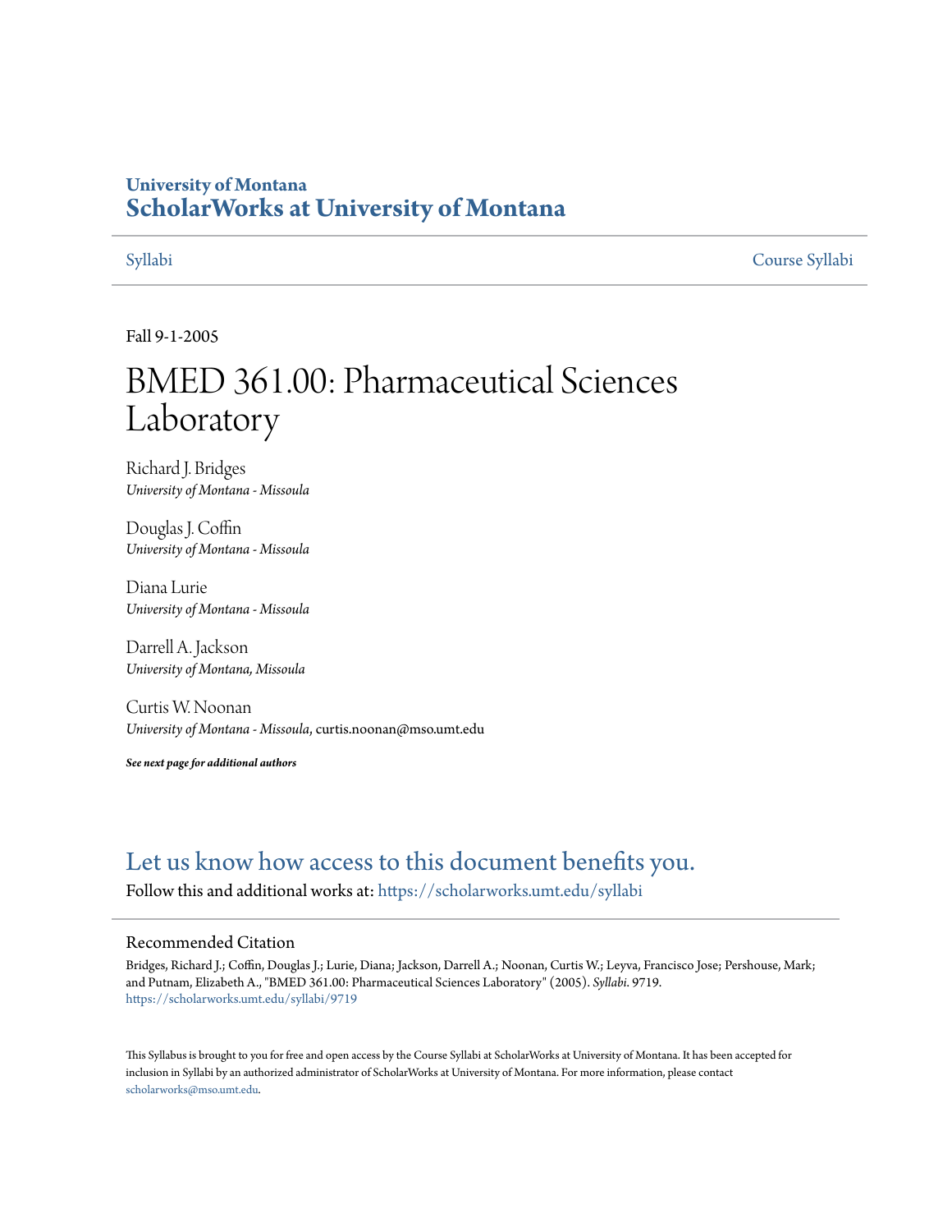# University of Montana
# ScholarWorks at University of Montana

Syllabi Course Syllabi

Fall 9-1-2005

# BMED 361.00: Pharmaceutical Sciences Laboratory

Richard J. Bridges
*University of Montana - Missoula*

Douglas J. Coffin
*University of Montana - Missoula*

Diana Lurie
*University of Montana - Missoula*

Darrell A. Jackson
*University of Montana, Missoula*

Curtis W. Noonan
*University of Montana - Missoula*, curtis.noonan@mso.umt.edu

***See next page for additional authors***

## Let us know how access to this document benefits you.

Follow this and additional works at: https://scholarworks.umt.edu/syllabi

### Recommended Citation

Bridges, Richard J.; Coffin, Douglas J.; Lurie, Diana; Jackson, Darrell A.; Noonan, Curtis W.; Leyva, Francisco Jose; Pershouse, Mark; and Putnam, Elizabeth A., "BMED 361.00: Pharmaceutical Sciences Laboratory" (2005). *Syllabi*. 9719.
https://scholarworks.umt.edu/syllabi/9719

This Syllabus is brought to you for free and open access by the Course Syllabi at ScholarWorks at University of Montana. It has been accepted for inclusion in Syllabi by an authorized administrator of ScholarWorks at University of Montana. For more information, please contact scholarworks@mso.umt.edu.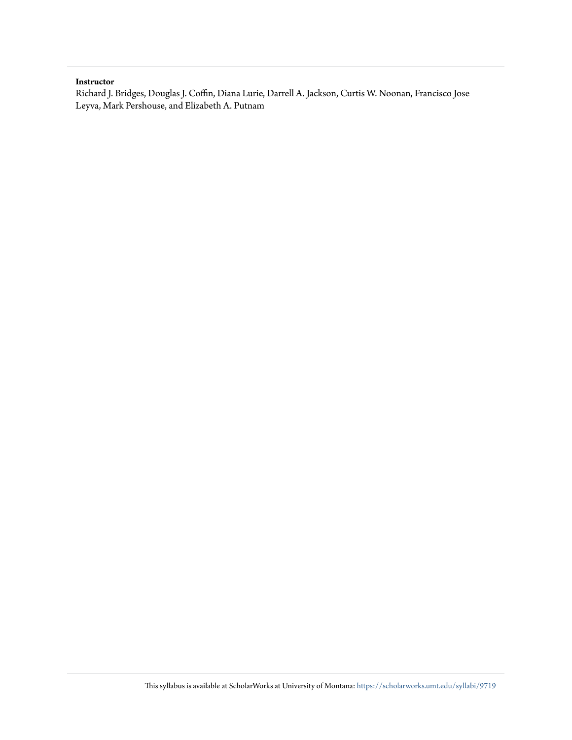**Instructor**

Richard J. Bridges, Douglas J. Coffin, Diana Lurie, Darrell A. Jackson, Curtis W. Noonan, Francisco Jose Leyva, Mark Pershouse, and Elizabeth A. Putnam

This syllabus is available at ScholarWorks at University of Montana: https://scholarworks.umt.edu/syllabi/9719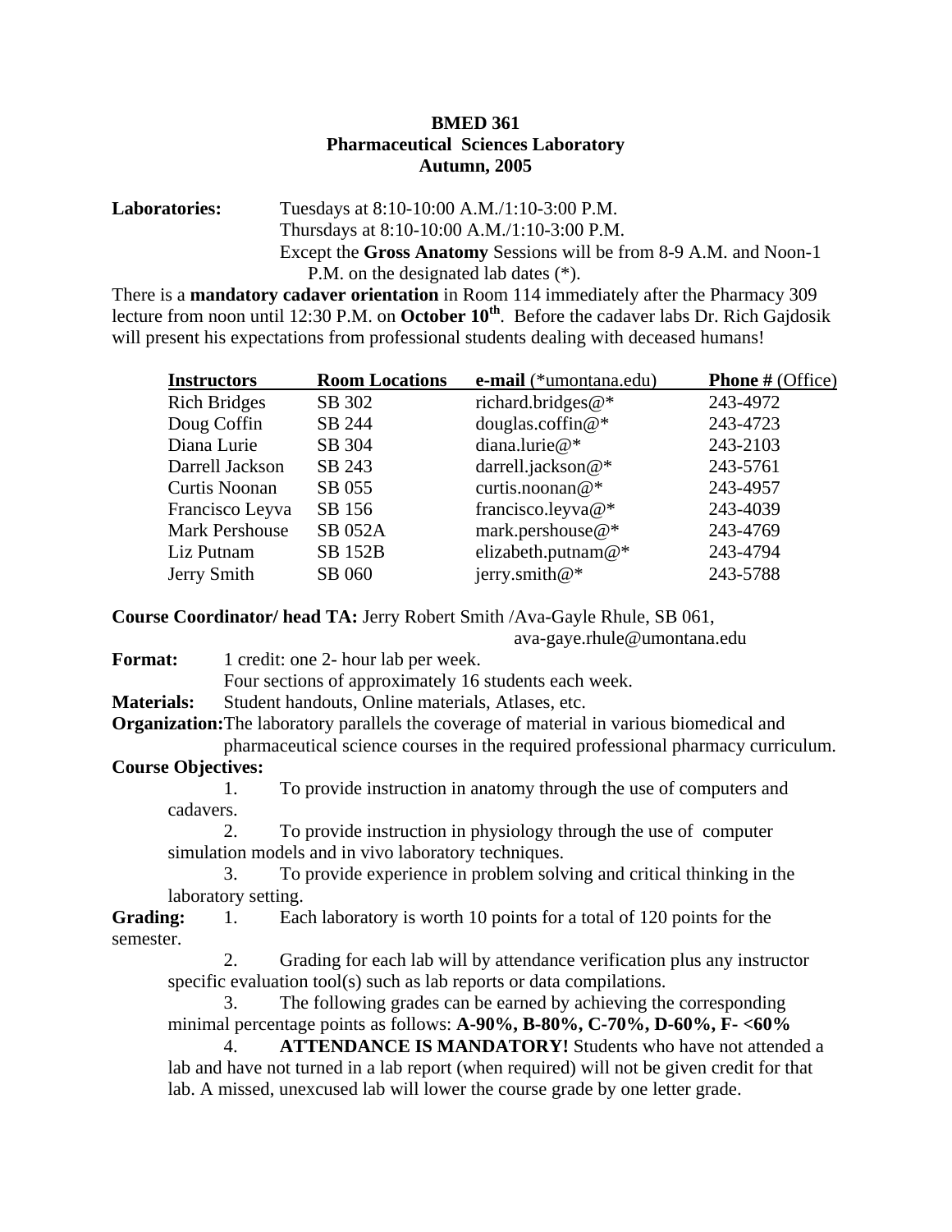**BMED 361**
**Pharmaceutical Sciences Laboratory**
**Autumn, 2005**

**Laboratories:** Tuesdays at 8:10-10:00 A.M./1:10-3:00 P.M.
Thursdays at 8:10-10:00 A.M./1:10-3:00 P.M.
Except the **Gross Anatomy** Sessions will be from 8-9 A.M. and Noon-1 P.M. on the designated lab dates (*).

There is a **mandatory cadaver orientation** in Room 114 immediately after the Pharmacy 309 lecture from noon until 12:30 P.M. on **October 10th**. Before the cadaver labs Dr. Rich Gajdosik will present his expectations from professional students dealing with deceased humans!

| Instructors | Room Locations | e-mail (*umontana.edu) | Phone # (Office) |
|---|---|---|---|
| Rich Bridges | SB 302 | richard.bridges@* | 243-4972 |
| Doug Coffin | SB 244 | douglas.coffin@* | 243-4723 |
| Diana Lurie | SB 304 | diana.lurie@* | 243-2103 |
| Darrell Jackson | SB 243 | darrell.jackson@* | 243-5761 |
| Curtis Noonan | SB 055 | curtis.noonan@* | 243-4957 |
| Francisco Leyva | SB 156 | francisco.leyva@* | 243-4039 |
| Mark Pershouse | SB 052A | mark.pershouse@* | 243-4769 |
| Liz Putnam | SB 152B | elizabeth.putnam@* | 243-4794 |
| Jerry Smith | SB 060 | jerry.smith@* | 243-5788 |

**Course Coordinator/ head TA:** Jerry Robert Smith /Ava-Gayle Rhule, SB 061, ava-gaye.rhule@umontana.edu

**Format:** 1 credit: one 2- hour lab per week.
Four sections of approximately 16 students each week.

**Materials:** Student handouts, Online materials, Atlases, etc.

**Organization:** The laboratory parallels the coverage of material in various biomedical and pharmaceutical science courses in the required professional pharmacy curriculum.

**Course Objectives:**

1. To provide instruction in anatomy through the use of computers and cadavers.
2. To provide instruction in physiology through the use of computer simulation models and in vivo laboratory techniques.
3. To provide experience in problem solving and critical thinking in the laboratory setting.

**Grading:**

1. Each laboratory is worth 10 points for a total of 120 points for the semester.
2. Grading for each lab will by attendance verification plus any instructor specific evaluation tool(s) such as lab reports or data compilations.
3. The following grades can be earned by achieving the corresponding minimal percentage points as follows: **A-90%, B-80%, C-70%, D-60%, F- <60%**
4. **ATTENDANCE IS MANDATORY!** Students who have not attended a lab and have not turned in a lab report (when required) will not be given credit for that lab. A missed, unexcused lab will lower the course grade by one letter grade.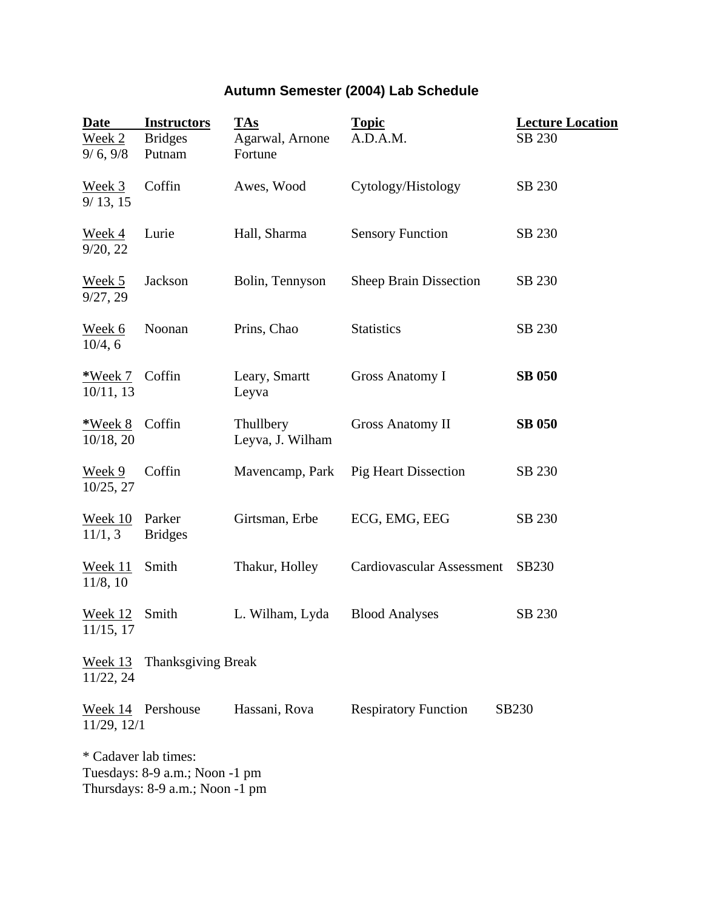# Autumn Semester (2004) Lab Schedule

| Date | Instructors | TAs | Topic | Lecture Location |
|---|---|---|---|---|
| Week 2<br>9/ 6, 9/8 | Bridges<br>Putnam | Agarwal, Arnone<br>Fortune | A.D.A.M. | SB 230 |
| Week 3<br>9/ 13, 15 | Coffin | Awes, Wood | Cytology/Histology | SB 230 |
| Week 4<br>9/20, 22 | Lurie | Hall, Sharma | Sensory Function | SB 230 |
| Week 5<br>9/27, 29 | Jackson | Bolin, Tennyson | Sheep Brain Dissection | SB 230 |
| Week 6<br>10/4, 6 | Noonan | Prins, Chao | Statistics | SB 230 |
| *Week 7<br>10/11, 13 | Coffin | Leary, Smartt<br>Leyva | Gross Anatomy I | **SB 050** |
| *Week 8<br>10/18, 20 | Coffin | Thullbery<br>Leyva, J. Wilham | Gross Anatomy II | **SB 050** |
| Week 9<br>10/25, 27 | Coffin | Mavencamp, Park | Pig Heart Dissection | SB 230 |
| Week 10<br>11/1, 3 | Parker<br>Bridges | Girtsman, Erbe | ECG, EMG, EEG | SB 230 |
| Week 11<br>11/8, 10 | Smith | Thakur, Holley | Cardiovascular Assessment | SB230 |
| Week 12<br>11/15, 17 | Smith | L. Wilham, Lyda | Blood Analyses | SB 230 |
| Week 13<br>11/22, 24 | Thanksgiving Break | | | |
| Week 14<br>11/29, 12/1 | Pershouse | Hassani, Rova | Respiratory Function | SB230 |

\* Cadaver lab times:
Tuesdays: 8-9 a.m.; Noon -1 pm
Thursdays: 8-9 a.m.; Noon -1 pm